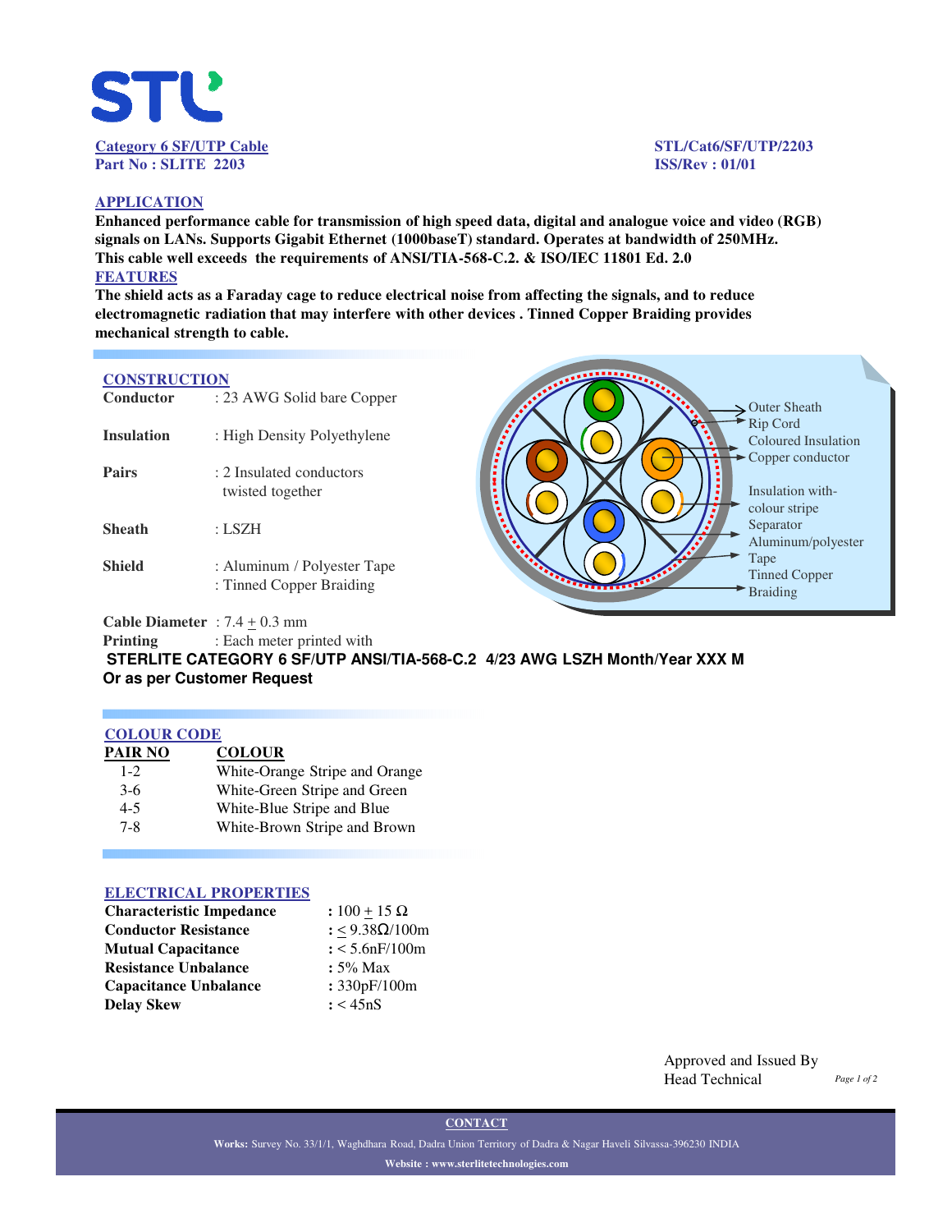**Category 6 SF/UTP Cable**
**Part No : SLITE 2203**

**STL/Cat6/SF/UTP/2203**
**ISS/Rev : 01/01**

## APPLICATION

**Enhanced performance cable for transmission of high speed data, digital and analogue voice and video (RGB) signals on LANs. Supports Gigabit Ethernet (1000baseT) standard. Operates at bandwidth of 250MHz. This cable well exceeds the requirements of ANSI/TIA-568-C.2. & ISO/IEC 11801 Ed. 2.0**

## FEATURES

**The shield acts as a Faraday cage to reduce electrical noise from affecting the signals, and to reduce electromagnetic radiation that may interfere with other devices . Tinned Copper Braiding provides mechanical strength to cable.**

## CONSTRUCTION

| | |
|---|---|
| **Conductor** | : 23 AWG Solid bare Copper |
| **Insulation** | : High Density Polyethylene |
| **Pairs** | : 2 Insulated conductors twisted together |
| **Sheath** | : LSZH |
| **Shield** | : Aluminum / Polyester Tape<br>: Tinned Copper Braiding |
| **Cable Diameter** | : 7.4 ± 0.3 mm |
| **Printing** | : Each meter printed with |

Outer Sheath
Rip Cord
Coloured Insulation
Copper conductor
Insulation with-colour stripe
Separator
Aluminum/polyester Tape
Tinned Copper Braiding

**STERLITE CATEGORY 6 SF/UTP ANSI/TIA-568-C.2 4/23 AWG LSZH Month/Year XXX M**
**Or as per Customer Request**

## COLOUR CODE

| PAIR NO | COLOUR |
|---|---|
| 1-2 | White-Orange Stripe and Orange |
| 3-6 | White-Green Stripe and Green |
| 4-5 | White-Blue Stripe and Blue |
| 7-8 | White-Brown Stripe and Brown |

## ELECTRICAL PROPERTIES

| | |
|---|---|
| **Characteristic Impedance** | **:** 100 ± 15 Ω |
| **Conductor Resistance** | **:** ≤ 9.38Ω/100m |
| **Mutual Capacitance** | **:** < 5.6nF/100m |
| **Resistance Unbalance** | **:** 5% Max |
| **Capacitance Unbalance** | **:** 330pF/100m |
| **Delay Skew** | **:** < 45nS |

Approved and Issued By
Head Technical

**CONTACT**

**Works:** Survey No. 33/1/1, Waghdhara Road, Dadra Union Territory of Dadra & Nagar Haveli Silvassa-396230 INDIA

**Website : www.sterlitetechnologies.com**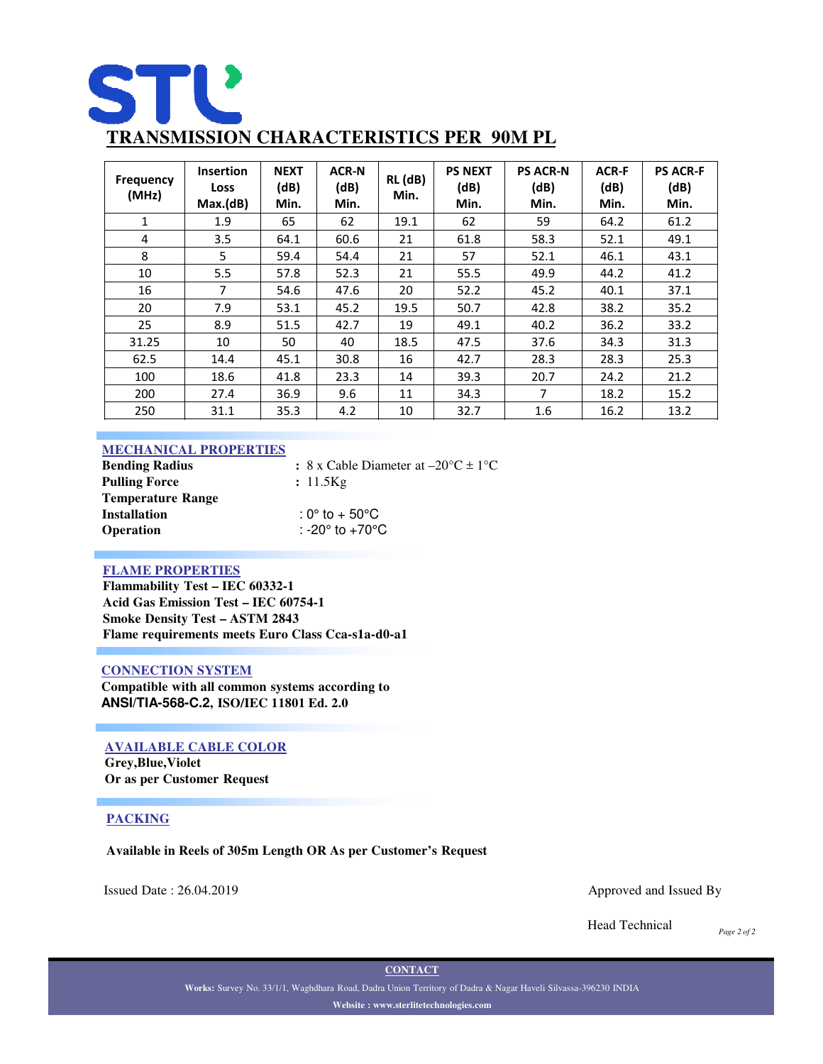# TRANSMISSION CHARACTERISTICS PER 90M PL

| Frequency (MHz) | Insertion Loss Max.(dB) | NEXT (dB) Min. | ACR-N (dB) Min. | RL (dB) Min. | PS NEXT (dB) Min. | PS ACR-N (dB) Min. | ACR-F (dB) Min. | PS ACR-F (dB) Min. |
|---|---|---|---|---|---|---|---|---|
| 1 | 1.9 | 65 | 62 | 19.1 | 62 | 59 | 64.2 | 61.2 |
| 4 | 3.5 | 64.1 | 60.6 | 21 | 61.8 | 58.3 | 52.1 | 49.1 |
| 8 | 5 | 59.4 | 54.4 | 21 | 57 | 52.1 | 46.1 | 43.1 |
| 10 | 5.5 | 57.8 | 52.3 | 21 | 55.5 | 49.9 | 44.2 | 41.2 |
| 16 | 7 | 54.6 | 47.6 | 20 | 52.2 | 45.2 | 40.1 | 37.1 |
| 20 | 7.9 | 53.1 | 45.2 | 19.5 | 50.7 | 42.8 | 38.2 | 35.2 |
| 25 | 8.9 | 51.5 | 42.7 | 19 | 49.1 | 40.2 | 36.2 | 33.2 |
| 31.25 | 10 | 50 | 40 | 18.5 | 47.5 | 37.6 | 34.3 | 31.3 |
| 62.5 | 14.4 | 45.1 | 30.8 | 16 | 42.7 | 28.3 | 28.3 | 25.3 |
| 100 | 18.6 | 41.8 | 23.3 | 14 | 39.3 | 20.7 | 24.2 | 21.2 |
| 200 | 27.4 | 36.9 | 9.6 | 11 | 34.3 | 7 | 18.2 | 15.2 |
| 250 | 31.1 | 35.3 | 4.2 | 10 | 32.7 | 1.6 | 16.2 | 13.2 |

## MECHANICAL PROPERTIES

**Bending Radius** : 8 x Cable Diameter at –20°C ± 1°C
**Pulling Force** : 11.5Kg
**Temperature Range**
**Installation** : 0° to + 50°C
**Operation** : -20° to +70°C

## FLAME PROPERTIES

**Flammability Test – IEC 60332-1**
**Acid Gas Emission Test – IEC 60754-1**
**Smoke Density Test – ASTM 2843**
**Flame requirements meets Euro Class Cca-s1a-d0-a1**

## CONNECTION SYSTEM

**Compatible with all common systems according to ANSI/TIA-568-C.2, ISO/IEC 11801 Ed. 2.0**

## AVAILABLE CABLE COLOR

**Grey,Blue,Violet**
**Or as per Customer Request**

## PACKING

**Available in Reels of 305m Length OR As per Customer's Request**

Issued Date : 26.04.2019

Approved and Issued By

Head Technical

**CONTACT**

**Works:** Survey No. 33/1/1, Waghdhara Road, Dadra Union Territory of Dadra & Nagar Haveli Silvassa-396230 INDIA

**Website : www.sterlitetechnologies.com**